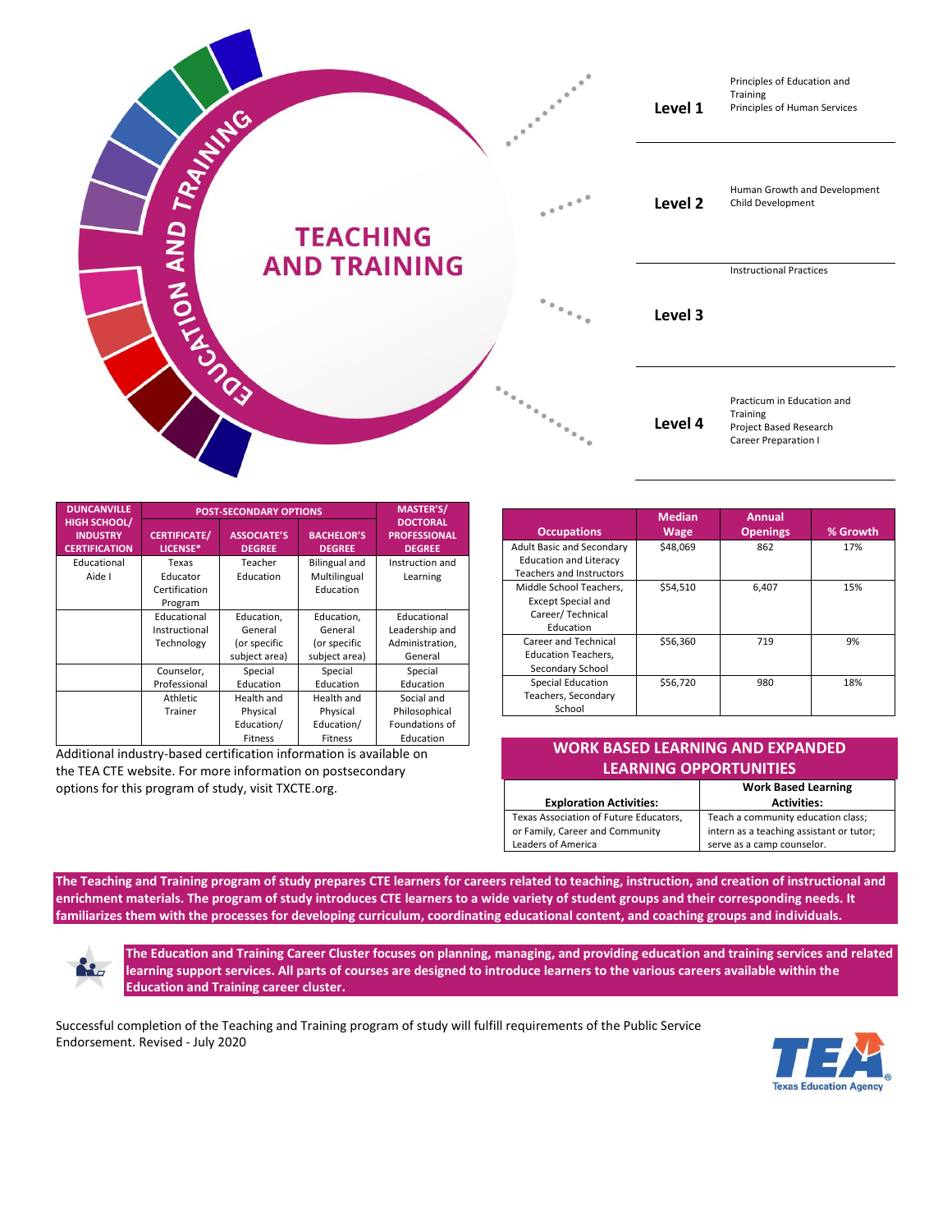# TEACHING AND TRAINING

EDUCATION AND TRAINING

| Level | Courses |
| --- | --- |
| Level 1 | Principles of Education and Training<br>Principles of Human Services |
| Level 2 | Human Growth and Development<br>Child Development<br>Instructional Practices |
| Level 3 | |
| Level 4 | Practicum in Education and Training<br>Project Based Research<br>Career Preparation I |

| DUNCANVILLE HIGH SCHOOL/ INDUSTRY CERTIFICATION | POST-SECONDARY OPTIONS | | | MASTER'S/ DOCTORAL PROFESSIONAL DEGREE |
| --- | --- | --- | --- | --- |
| | CERTIFICATE/ LICENSE* | ASSOCIATE'S DEGREE | BACHELOR'S DEGREE | |
| Educational Aide I | Texas Educator Certification Program | Teacher Education | Bilingual and Multilingual Education | Instruction and Learning |
| | Educational Instructional Technology | Education, General (or specific subject area) | Education, General (or specific subject area) | Educational Leadership and Administration, General |
| | Counselor, Professional | Special Education | Special Education | Special Education |
| | Athletic Trainer | Health and Physical Education/ Fitness | Health and Physical Education/ Fitness | Social and Philosophical Foundations of Education |

Additional industry-based certification information is available on the TEA CTE website. For more information on postsecondary options for this program of study, visit TXCTE.org.

| Occupations | Median Wage | Annual Openings | % Growth |
| --- | --- | --- | --- |
| Adult Basic and Secondary Education and Literacy Teachers and Instructors | $48,069 | 862 | 17% |
| Middle School Teachers, Except Special and Career/ Technical Education | $54,510 | 6,407 | 15% |
| Career and Technical Education Teachers, Secondary School | $56,360 | 719 | 9% |
| Special Education Teachers, Secondary School | $56,720 | 980 | 18% |

## WORK BASED LEARNING AND EXPANDED LEARNING OPPORTUNITIES

| Exploration Activities: | Work Based Learning Activities: |
| --- | --- |
| Texas Association of Future Educators, or Family, Career and Community Leaders of America | Teach a community education class; intern as a teaching assistant or tutor; serve as a camp counselor. |

**The Teaching and Training program of study prepares CTE learners for careers related to teaching, instruction, and creation of instructional and enrichment materials. The program of study introduces CTE learners to a wide variety of student groups and their corresponding needs. It familiarizes them with the processes for developing curriculum, coordinating educational content, and coaching groups and individuals.**

**The Education and Training Career Cluster focuses on planning, managing, and providing education and training services and related learning support services. All parts of courses are designed to introduce learners to the various careers available within the Education and Training career cluster.**

Successful completion of the Teaching and Training program of study will fulfill requirements of the Public Service Endorsement. Revised - July 2020

TEA Texas Education Agency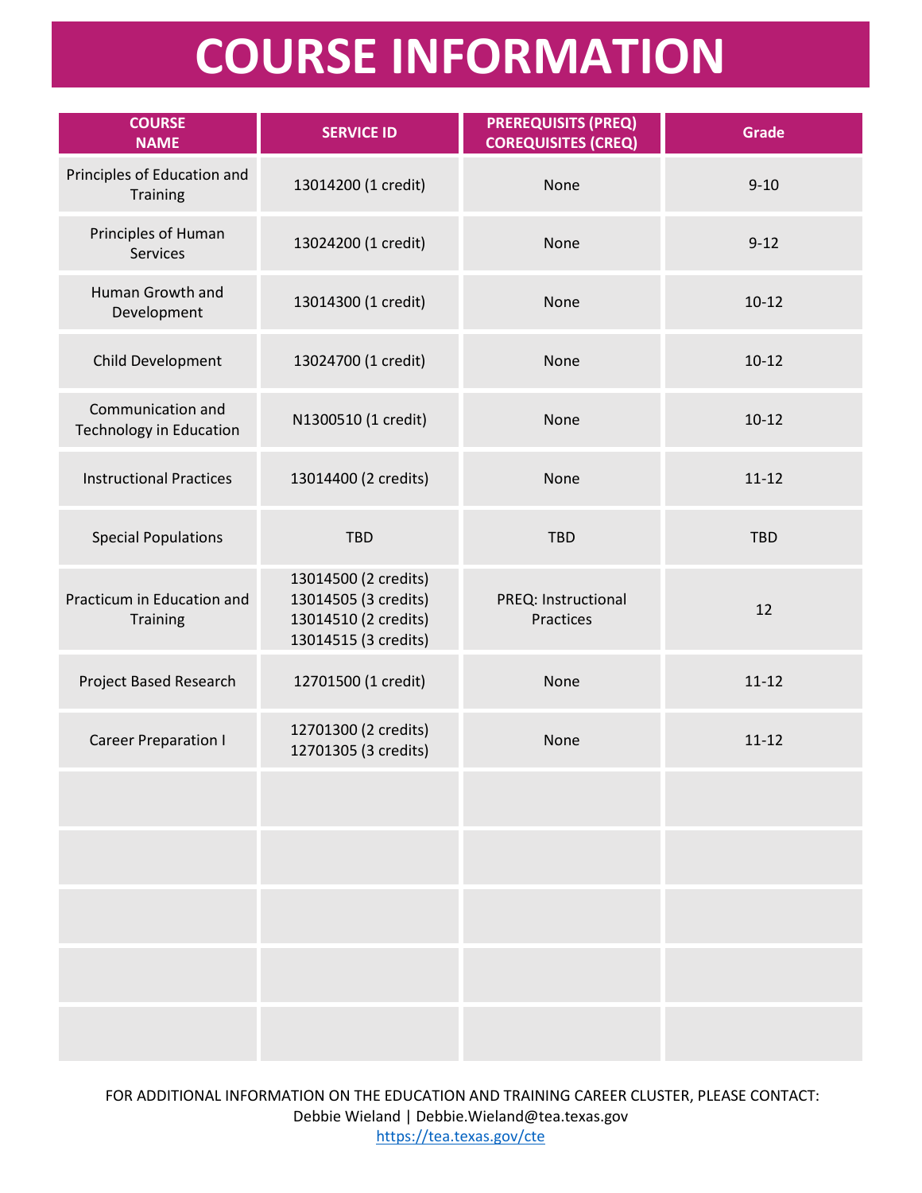# COURSE INFORMATION

| COURSE NAME | SERVICE ID | PREREQUISITS (PREQ) COREQUISITES (CREQ) | Grade |
|---|---|---|---|
| Principles of Education and Training | 13014200 (1 credit) | None | 9-10 |
| Principles of Human Services | 13024200 (1 credit) | None | 9-12 |
| Human Growth and Development | 13014300 (1 credit) | None | 10-12 |
| Child Development | 13024700 (1 credit) | None | 10-12 |
| Communication and Technology in Education | N1300510 (1 credit) | None | 10-12 |
| Instructional Practices | 13014400 (2 credits) | None | 11-12 |
| Special Populations | TBD | TBD | TBD |
| Practicum in Education and Training | 13014500 (2 credits)<br>13014505 (3 credits)<br>13014510 (2 credits)<br>13014515 (3 credits) | PREQ: Instructional Practices | 12 |
| Project Based Research | 12701500 (1 credit) | None | 11-12 |
| Career Preparation I | 12701300 (2 credits)<br>12701305 (3 credits) | None | 11-12 |
| | | | |
| | | | |
| | | | |
| | | | |
| | | | |

FOR ADDITIONAL INFORMATION ON THE EDUCATION AND TRAINING CAREER CLUSTER, PLEASE CONTACT:
Debbie Wieland | Debbie.Wieland@tea.texas.gov
https://tea.texas.gov/cte